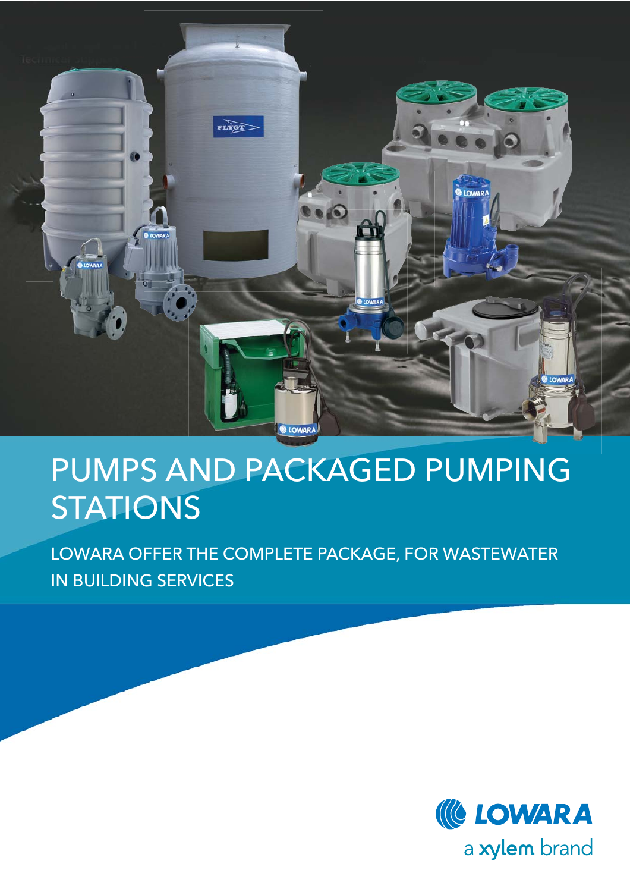# PUMPS AND PACKAGED PUMPING STATIONS

LOWARA OFFER THE COMPLETE PACKAGE, FOR WASTEWATER IN BUILDING SERVICES

LOWARA

a xylem brand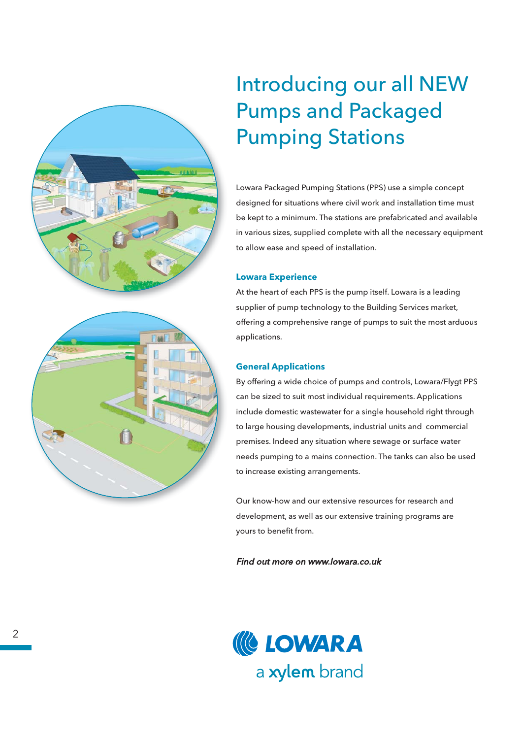# Introducing our all NEW Pumps and Packaged Pumping Stations

Lowara Packaged Pumping Stations (PPS) use a simple concept designed for situations where civil work and installation time must be kept to a minimum. The stations are prefabricated and available in various sizes, supplied complete with all the necessary equipment to allow ease and speed of installation.

### Lowara Experience

At the heart of each PPS is the pump itself. Lowara is a leading supplier of pump technology to the Building Services market, offering a comprehensive range of pumps to suit the most arduous applications.

### General Applications

By offering a wide choice of pumps and controls, Lowara/Flygt PPS can be sized to suit most individual requirements. Applications include domestic wastewater for a single household right through to large housing developments, industrial units and commercial premises. Indeed any situation where sewage or surface water needs pumping to a mains connection. The tanks can also be used to increase existing arrangements.

Our know-how and our extensive resources for research and development, as well as our extensive training programs are yours to benefit from.

***Find out more on www.lowara.co.uk***

LOWARA
a xylem brand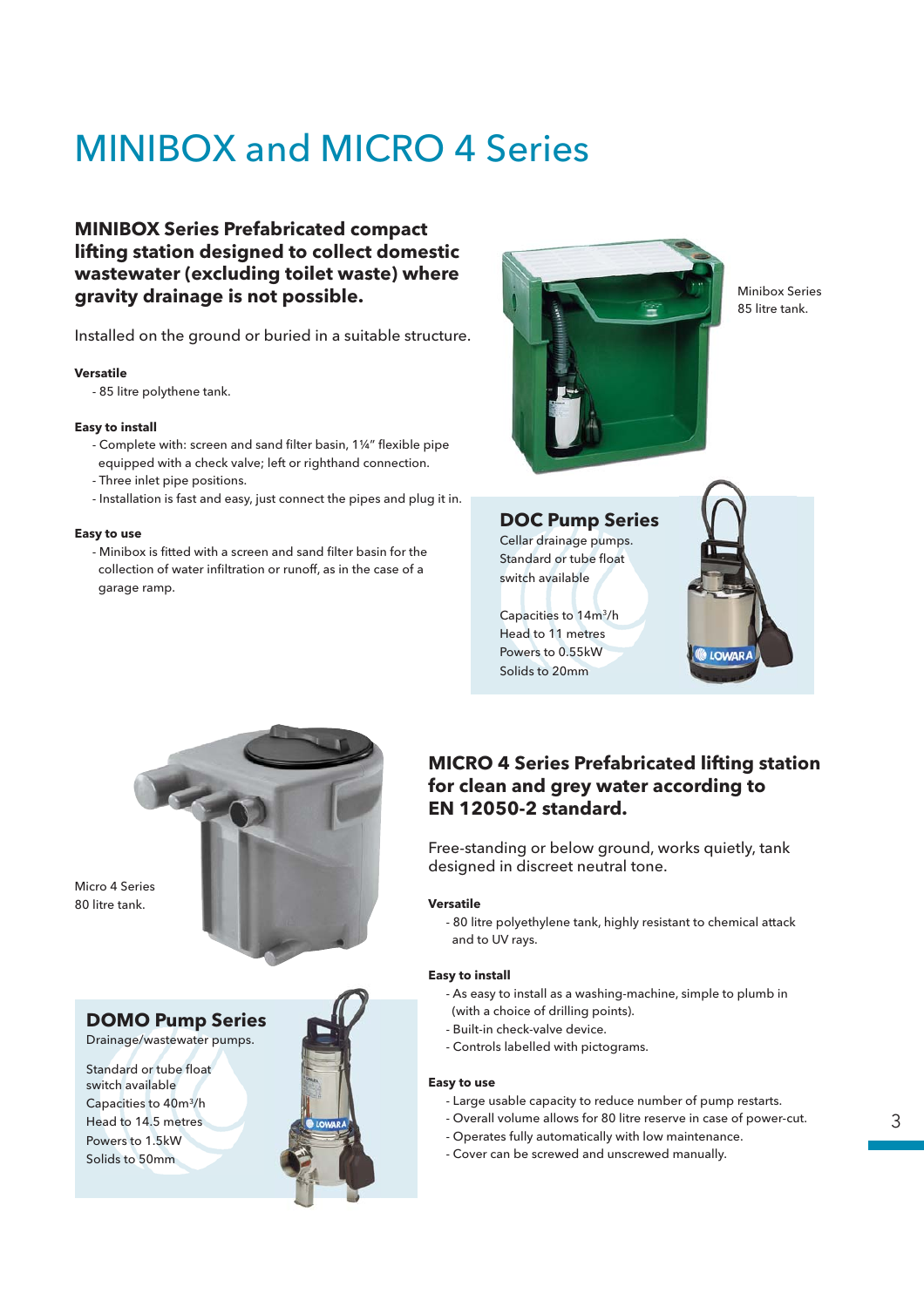# MINIBOX and MICRO 4 Series

## MINIBOX Series Prefabricated compact lifting station designed to collect domestic wastewater (excluding toilet waste) where gravity drainage is not possible.

Installed on the ground or buried in a suitable structure.

**Versatile**

- 85 litre polythene tank.

**Easy to install**

- Complete with: screen and sand filter basin, 1¼" flexible pipe equipped with a check valve; left or righthand connection.
- Three inlet pipe positions.
- Installation is fast and easy, just connect the pipes and plug it in.

**Easy to use**

- Minibox is fitted with a screen and sand filter basin for the collection of water infiltration or runoff, as in the case of a garage ramp.

Minibox Series
85 litre tank.

### DOC Pump Series

Cellar drainage pumps.
Standard or tube float switch available

Capacities to 14m³/h
Head to 11 metres
Powers to 0.55kW
Solids to 20mm

Micro 4 Series
80 litre tank.

### DOMO Pump Series

Drainage/wastewater pumps.

Standard or tube float switch available
Capacities to 40m³/h
Head to 14.5 metres
Powers to 1.5kW
Solids to 50mm

## MICRO 4 Series Prefabricated lifting station for clean and grey water according to EN 12050-2 standard.

Free-standing or below ground, works quietly, tank designed in discreet neutral tone.

**Versatile**

- 80 litre polyethylene tank, highly resistant to chemical attack and to UV rays.

**Easy to install**

- As easy to install as a washing-machine, simple to plumb in (with a choice of drilling points).
- Built-in check-valve device.
- Controls labelled with pictograms.

**Easy to use**

- Large usable capacity to reduce number of pump restarts.
- Overall volume allows for 80 litre reserve in case of power-cut.
- Operates fully automatically with low maintenance.
- Cover can be screwed and unscrewed manually.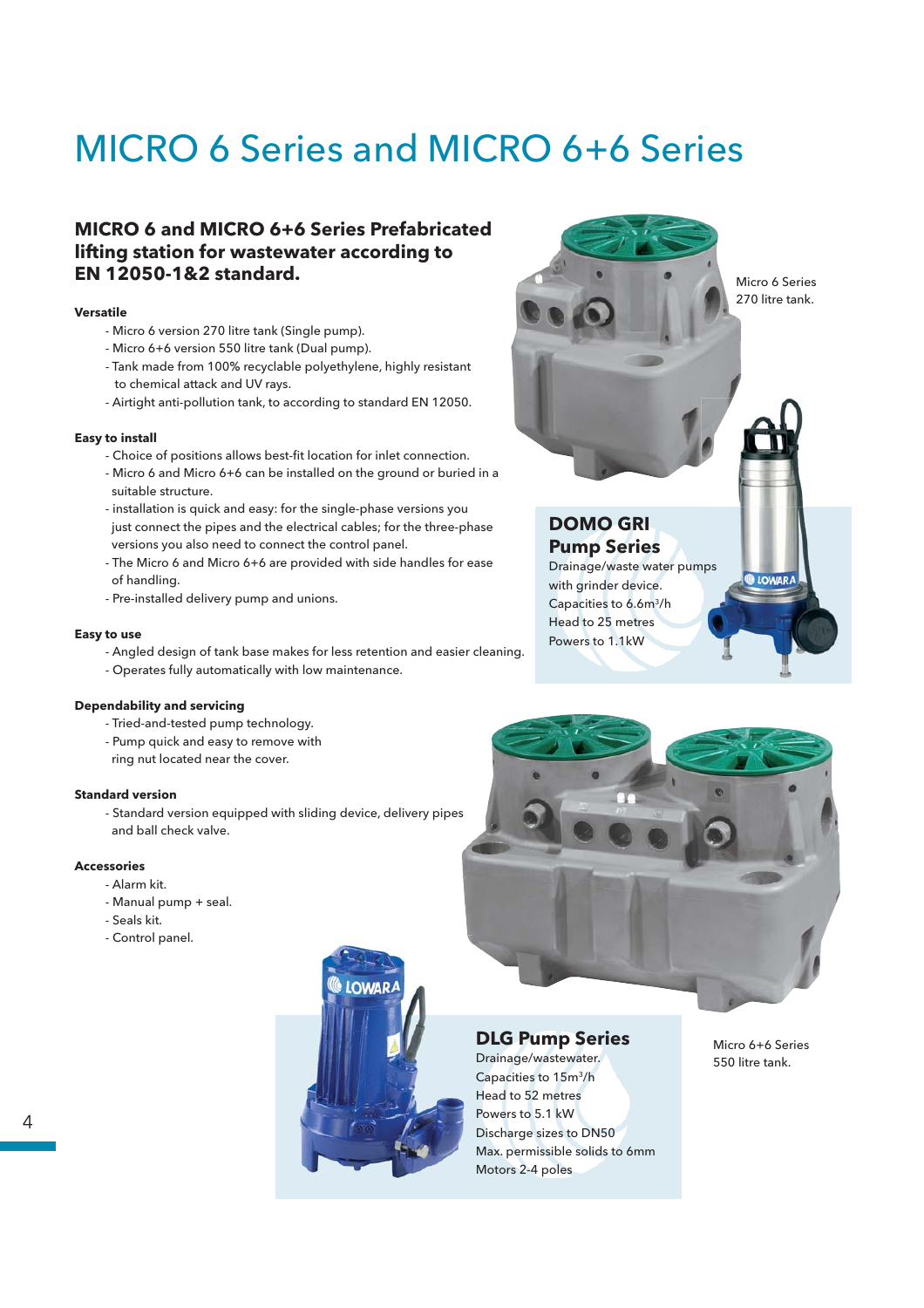# MICRO 6 Series and MICRO 6+6 Series

## MICRO 6 and MICRO 6+6 Series Prefabricated lifting station for wastewater according to EN 12050-1&2 standard.

**Versatile**

- Micro 6 version 270 litre tank (Single pump).
- Micro 6+6 version 550 litre tank (Dual pump).
- Tank made from 100% recyclable polyethylene, highly resistant to chemical attack and UV rays.
- Airtight anti-pollution tank, to according to standard EN 12050.

**Easy to install**

- Choice of positions allows best-fit location for inlet connection.
- Micro 6 and Micro 6+6 can be installed on the ground or buried in a suitable structure.
- installation is quick and easy: for the single-phase versions you just connect the pipes and the electrical cables; for the three-phase versions you also need to connect the control panel.
- The Micro 6 and Micro 6+6 are provided with side handles for ease of handling.
- Pre-installed delivery pump and unions.

**Easy to use**

- Angled design of tank base makes for less retention and easier cleaning.
- Operates fully automatically with low maintenance.

**Dependability and servicing**

- Tried-and-tested pump technology.
- Pump quick and easy to remove with ring nut located near the cover.

**Standard version**

- Standard version equipped with sliding device, delivery pipes and ball check valve.

**Accessories**

- Alarm kit.
- Manual pump + seal.
- Seals kit.
- Control panel.

Micro 6 Series 270 litre tank.

### DOMO GRI Pump Series

Drainage/waste water pumps with grinder device.
Capacities to 6.6m$^3$/h
Head to 25 metres
Powers to 1.1kW

Micro 6+6 Series 550 litre tank.

### DLG Pump Series

Drainage/wastewater.
Capacities to 15m$^3$/h
Head to 52 metres
Powers to 5.1 kW
Discharge sizes to DN50
Max. permissible solids to 6mm
Motors 2-4 poles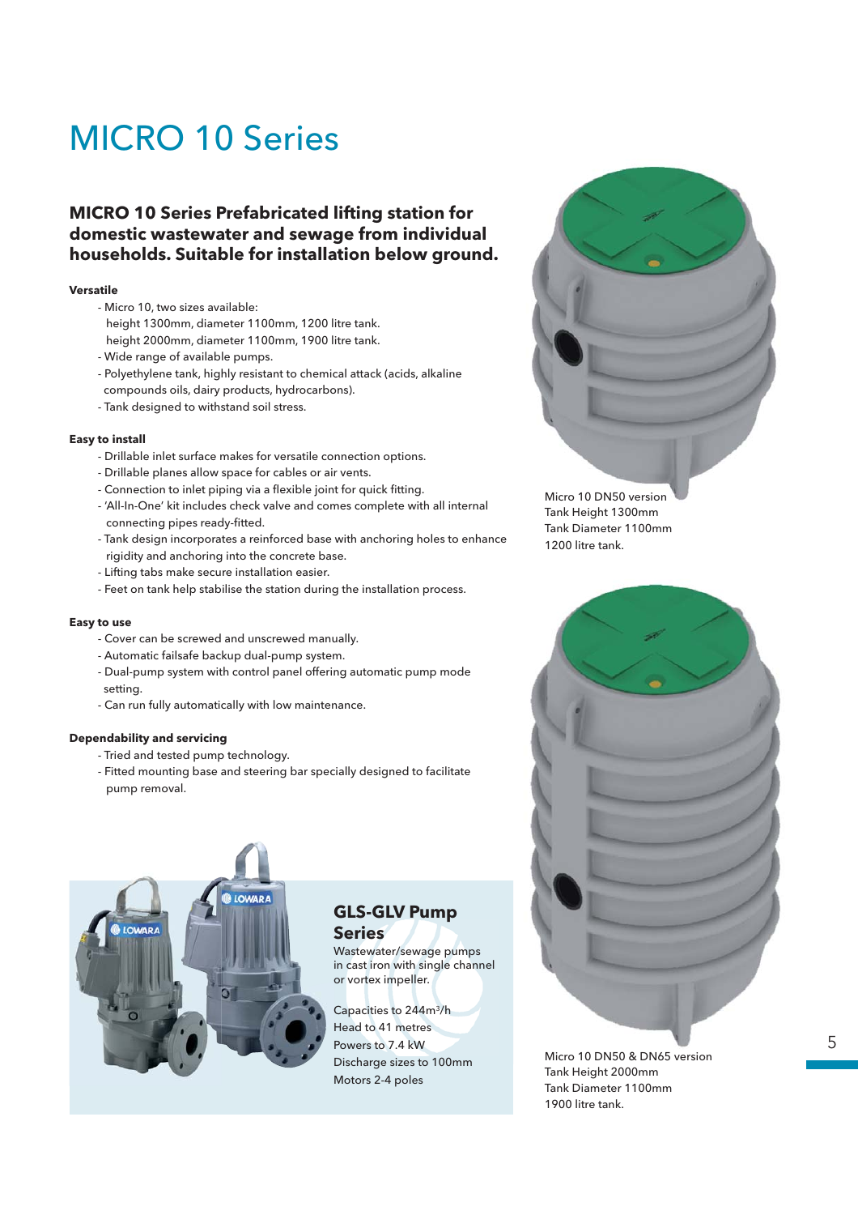# MICRO 10 Series

## MICRO 10 Series Prefabricated lifting station for domestic wastewater and sewage from individual households. Suitable for installation below ground.

**Versatile**

- Micro 10, two sizes available:
  height 1300mm, diameter 1100mm, 1200 litre tank.
  height 2000mm, diameter 1100mm, 1900 litre tank.
- Wide range of available pumps.
- Polyethylene tank, highly resistant to chemical attack (acids, alkaline compounds oils, dairy products, hydrocarbons).
- Tank designed to withstand soil stress.

**Easy to install**

- Drillable inlet surface makes for versatile connection options.
- Drillable planes allow space for cables or air vents.
- Connection to inlet piping via a flexible joint for quick fitting.
- 'All-In-One' kit includes check valve and comes complete with all internal connecting pipes ready-fitted.
- Tank design incorporates a reinforced base with anchoring holes to enhance rigidity and anchoring into the concrete base.
- Lifting tabs make secure installation easier.
- Feet on tank help stabilise the station during the installation process.

**Easy to use**

- Cover can be screwed and unscrewed manually.
- Automatic failsafe backup dual-pump system.
- Dual-pump system with control panel offering automatic pump mode setting.
- Can run fully automatically with low maintenance.

**Dependability and servicing**

- Tried and tested pump technology.
- Fitted mounting base and steering bar specially designed to facilitate pump removal.

### GLS-GLV Pump Series

Wastewater/sewage pumps in cast iron with single channel or vortex impeller.

Capacities to 244m³/h
Head to 41 metres
Powers to 7.4 kW
Discharge sizes to 100mm
Motors 2-4 poles

Micro 10 DN50 version
Tank Height 1300mm
Tank Diameter 1100mm
1200 litre tank.

Micro 10 DN50 & DN65 version
Tank Height 2000mm
Tank Diameter 1100mm
1900 litre tank.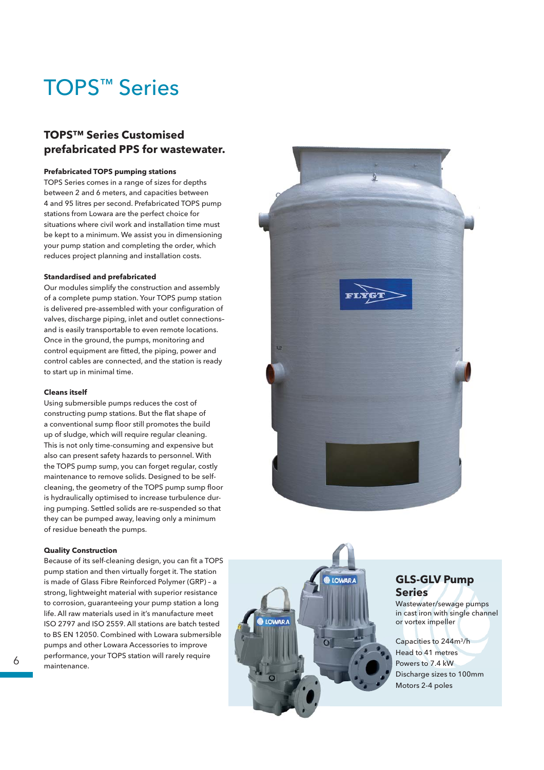# TOPS™ Series

## TOPS™ Series Customised prefabricated PPS for wastewater.

**Prefabricated TOPS pumping stations**

TOPS Series comes in a range of sizes for depths between 2 and 6 meters, and capacities between 4 and 95 litres per second. Prefabricated TOPS pump stations from Lowara are the perfect choice for situations where civil work and installation time must be kept to a minimum. We assist you in dimensioning your pump station and completing the order, which reduces project planning and installation costs.

**Standardised and prefabricated**

Our modules simplify the construction and assembly of a complete pump station. Your TOPS pump station is delivered pre-assembled with your configuration of valves, discharge piping, inlet and outlet connections– and is easily transportable to even remote locations. Once in the ground, the pumps, monitoring and control equipment are fitted, the piping, power and control cables are connected, and the station is ready to start up in minimal time.

**Cleans itself**

Using submersible pumps reduces the cost of constructing pump stations. But the flat shape of a conventional sump floor still promotes the build up of sludge, which will require regular cleaning. This is not only time-consuming and expensive but also can present safety hazards to personnel. With the TOPS pump sump, you can forget regular, costly maintenance to remove solids. Designed to be self-cleaning, the geometry of the TOPS pump sump floor is hydraulically optimised to increase turbulence during pumping. Settled solids are re-suspended so that they can be pumped away, leaving only a minimum of residue beneath the pumps.

**Quality Construction**

Because of its self-cleaning design, you can fit a TOPS pump station and then virtually forget it. The station is made of Glass Fibre Reinforced Polymer (GRP) – a strong, lightweight material with superior resistance to corrosion, guaranteeing your pump station a long life. All raw materials used in it's manufacture meet ISO 2797 and ISO 2559. All stations are batch tested to BS EN 12050. Combined with Lowara submersible pumps and other Lowara Accessories to improve performance, your TOPS station will rarely require maintenance.

## GLS-GLV Pump Series

Wastewater/sewage pumps in cast iron with single channel or vortex impeller

Capacities to 244m$^3$/h
Head to 41 metres
Powers to 7.4 kW
Discharge sizes to 100mm
Motors 2-4 poles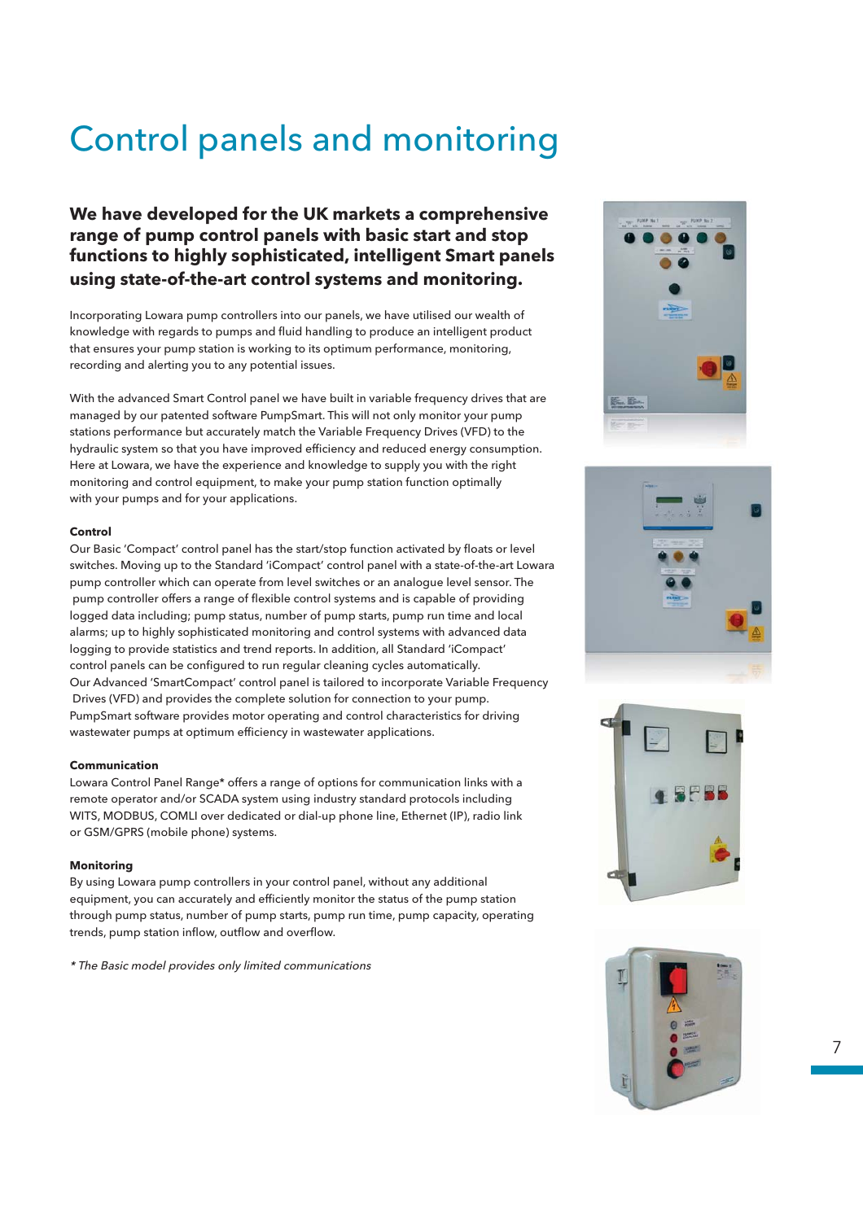# Control panels and monitoring

**We have developed for the UK markets a comprehensive range of pump control panels with basic start and stop functions to highly sophisticated, intelligent Smart panels using state-of-the-art control systems and monitoring.**

Incorporating Lowara pump controllers into our panels, we have utilised our wealth of knowledge with regards to pumps and fluid handling to produce an intelligent product that ensures your pump station is working to its optimum performance, monitoring, recording and alerting you to any potential issues.

With the advanced Smart Control panel we have built in variable frequency drives that are managed by our patented software PumpSmart. This will not only monitor your pump stations performance but accurately match the Variable Frequency Drives (VFD) to the hydraulic system so that you have improved efficiency and reduced energy consumption. Here at Lowara, we have the experience and knowledge to supply you with the right monitoring and control equipment, to make your pump station function optimally with your pumps and for your applications.

### Control

Our Basic 'Compact' control panel has the start/stop function activated by floats or level switches. Moving up to the Standard 'iCompact' control panel with a state-of-the-art Lowara pump controller which can operate from level switches or an analogue level sensor. The pump controller offers a range of flexible control systems and is capable of providing logged data including; pump status, number of pump starts, pump run time and local alarms; up to highly sophisticated monitoring and control systems with advanced data logging to provide statistics and trend reports. In addition, all Standard 'iCompact' control panels can be configured to run regular cleaning cycles automatically.
Our Advanced 'SmartCompact' control panel is tailored to incorporate Variable Frequency Drives (VFD) and provides the complete solution for connection to your pump. PumpSmart software provides motor operating and control characteristics for driving wastewater pumps at optimum efficiency in wastewater applications.

### Communication

Lowara Control Panel Range* offers a range of options for communication links with a remote operator and/or SCADA system using industry standard protocols including WITS, MODBUS, COMLI over dedicated or dial-up phone line, Ethernet (IP), radio link or GSM/GPRS (mobile phone) systems.

### Monitoring

By using Lowara pump controllers in your control panel, without any additional equipment, you can accurately and efficiently monitor the status of the pump station through pump status, number of pump starts, pump run time, pump capacity, operating trends, pump station inflow, outflow and overflow.

*\* The Basic model provides only limited communications*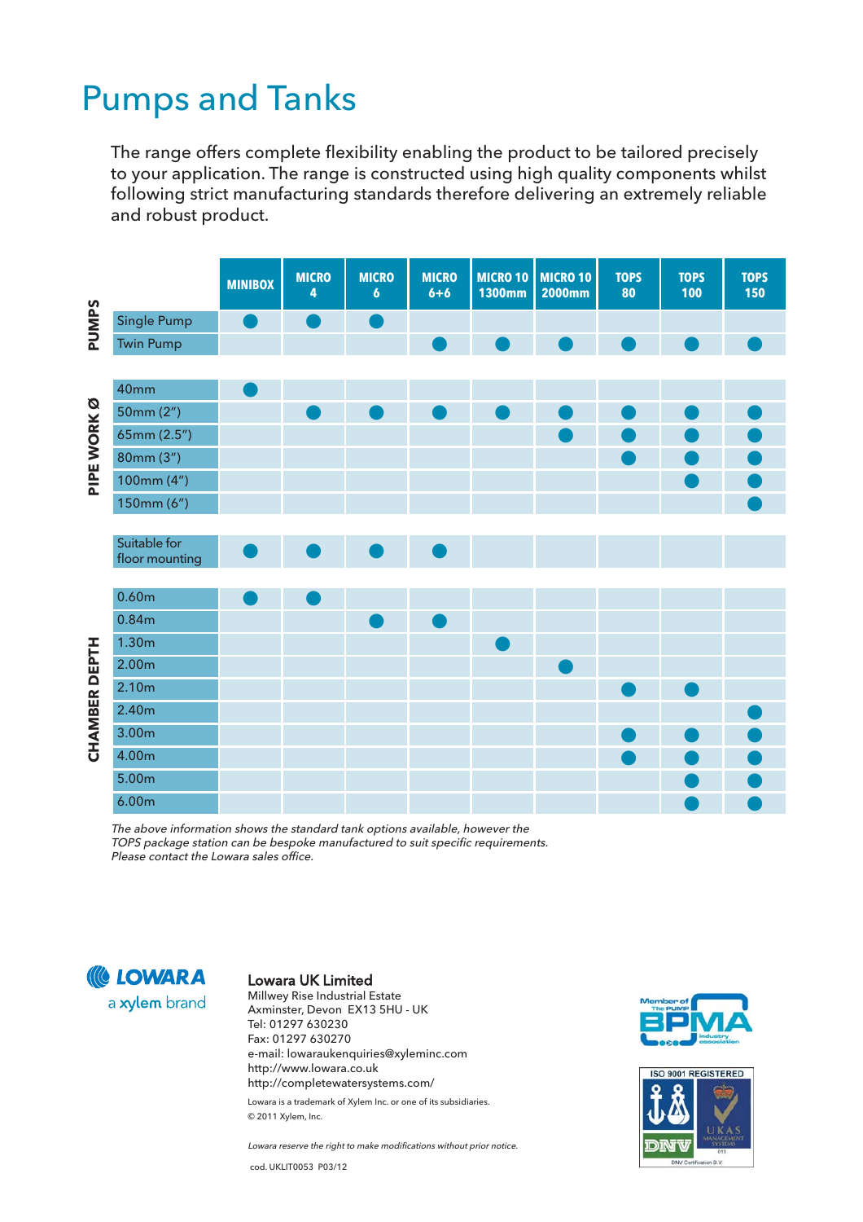# Pumps and Tanks

The range offers complete flexibility enabling the product to be tailored precisely to your application. The range is constructed using high quality components whilst following strict manufacturing standards therefore delivering an extremely reliable and robust product.

| | | MINIBOX | MICRO 4 | MICRO 6 | MICRO 6+6 | MICRO 10 1300mm | MICRO 10 2000mm | TOPS 80 | TOPS 100 | TOPS 150 |
|---|---|---|---|---|---|---|---|---|---|---|
| PUMPS | Single Pump | ● | ● | ● | | | | | | |
| | Twin Pump | | | | ● | ● | ● | ● | ● | ● |
| PIPE WORK Ø | 40mm | ● | | | | | | | | |
| | 50mm (2") | | ● | ● | ● | ● | ● | ● | ● | ● |
| | 65mm (2.5") | | | | | | ● | ● | ● | ● |
| | 80mm (3") | | | | | | | ● | ● | ● |
| | 100mm (4") | | | | | | | | ● | ● |
| | 150mm (6") | | | | | | | | | ● |
| | Suitable for floor mounting | ● | ● | ● | ● | | | | | |
| CHAMBER DEPTH | 0.60m | ● | ● | | | | | | | |
| | 0.84m | | | ● | ● | | | | | |
| | 1.30m | | | | | ● | | | | |
| | 2.00m | | | | | | ● | | | |
| | 2.10m | | | | | | | ● | ● | |
| | 2.40m | | | | | | | | | ● |
| | 3.00m | | | | | | | ● | ● | ● |
| | 4.00m | | | | | | | ● | ● | ● |
| | 5.00m | | | | | | | | ● | ● |
| | 6.00m | | | | | | | | ● | ● |

*The above information shows the standard tank options available, however the TOPS package station can be bespoke manufactured to suit specific requirements. Please contact the Lowara sales office.*

LOWARA
a xylem brand

**Lowara UK Limited**
Millwey Rise Industrial Estate
Axminster, Devon EX13 5HU - UK
Tel: 01297 630230
Fax: 01297 630270
e-mail: lowaraukenquiries@xyleminc.com
http://www.lowara.co.uk
http://completewatersystems.com/

Lowara is a trademark of Xylem Inc. or one of its subsidiaries.
© 2011 Xylem, Inc.

*Lowara reserve the right to make modifications without prior notice.*

cod. UKLIT0053 P03/12

Member of The PUMP BPMA industry association

ISO 9001 REGISTERED
DNV
UKAS MANAGEMENT SYSTEMS
DNV Certification B.V.